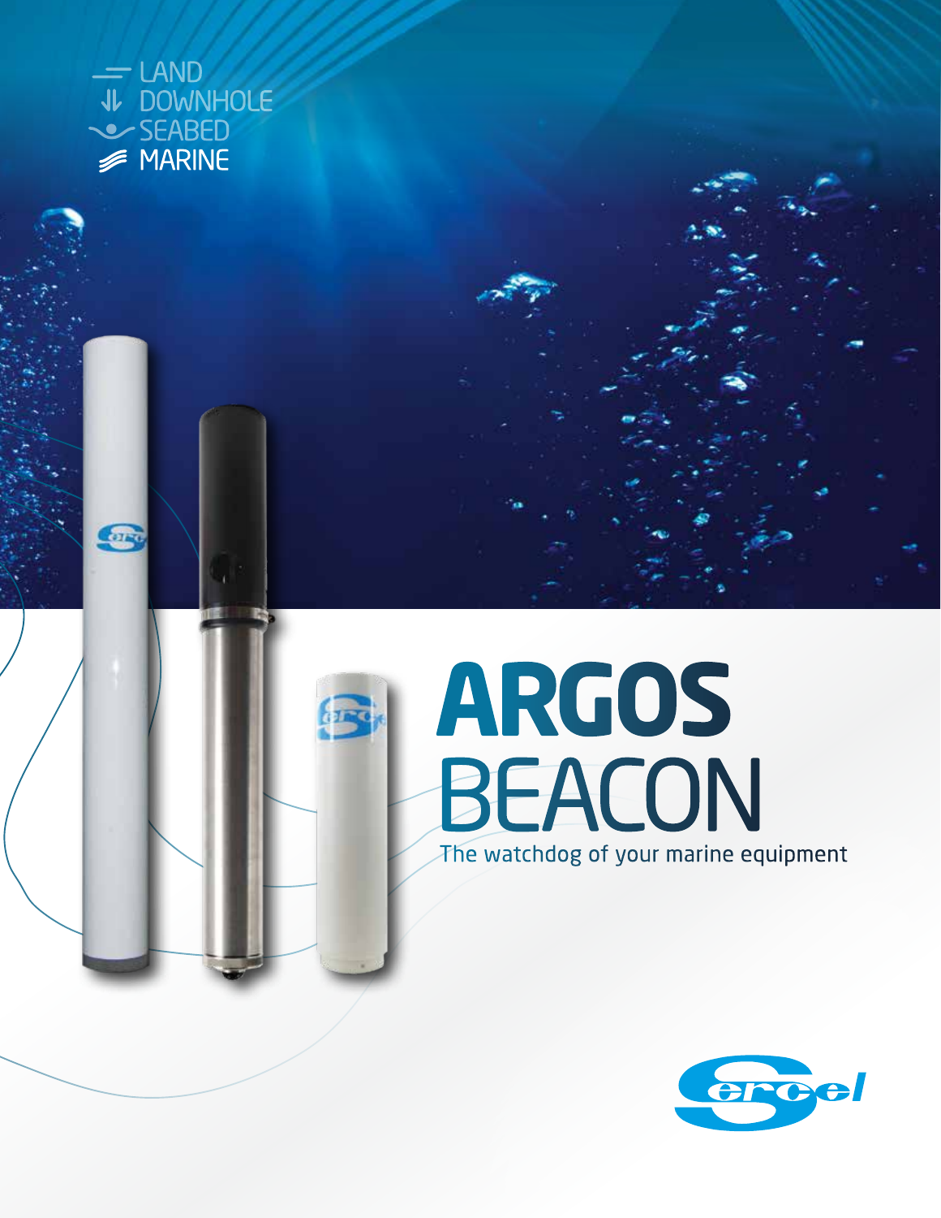LAND
DOWNHOLE
SEABED
MARINE

# ARGOS BEACON

The watchdog of your marine equipment

Sercel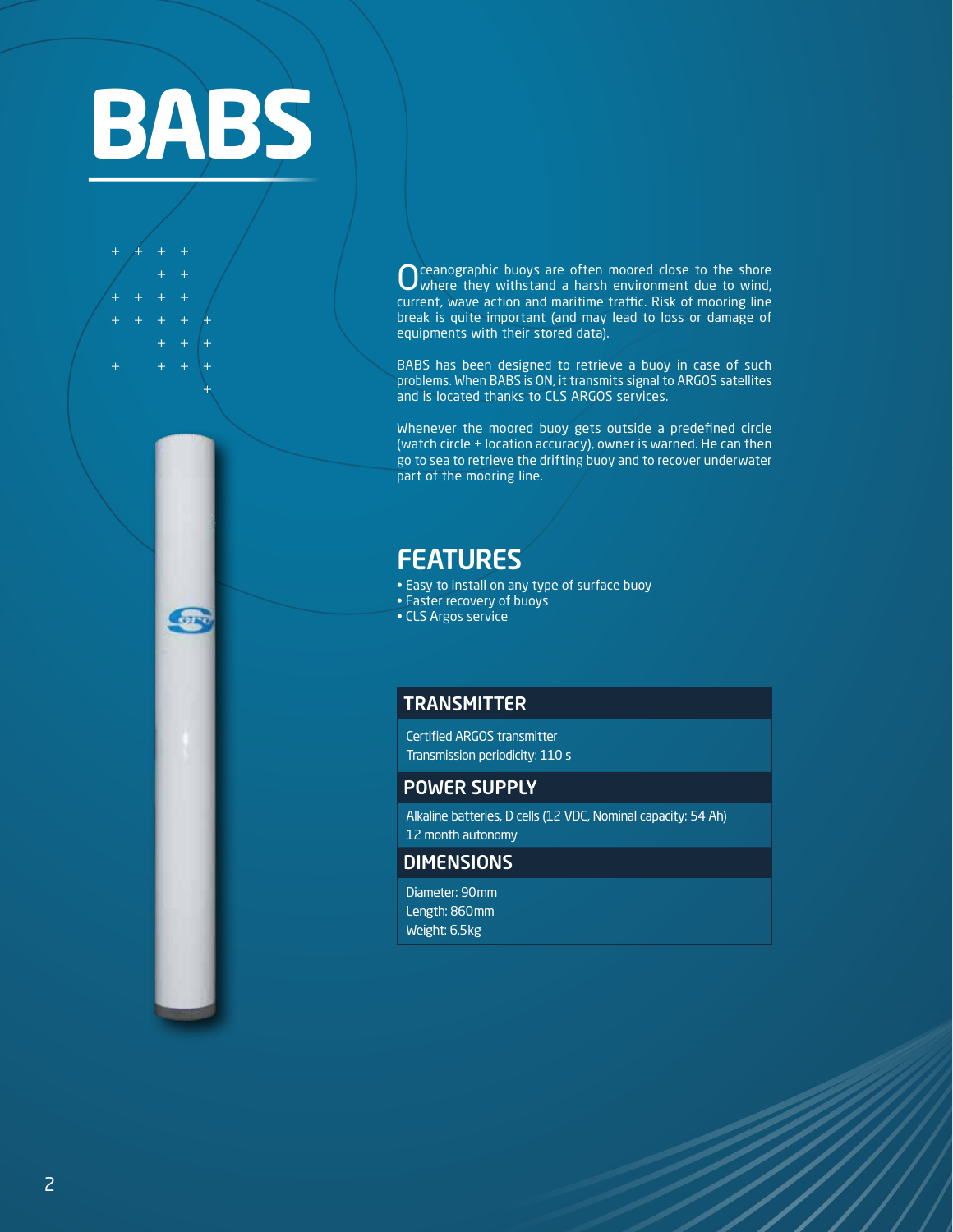# BABS

Oceanographic buoys are often moored close to the shore where they withstand a harsh environment due to wind, current, wave action and maritime traffic. Risk of mooring line break is quite important (and may lead to loss or damage of equipments with their stored data).

BABS has been designed to retrieve a buoy in case of such problems. When BABS is ON, it transmits signal to ARGOS satellites and is located thanks to CLS ARGOS services.

Whenever the moored buoy gets outside a predefined circle (watch circle + location accuracy), owner is warned. He can then go to sea to retrieve the drifting buoy and to recover underwater part of the mooring line.

## FEATURES

- Easy to install on any type of surface buoy
- Faster recovery of buoys
- CLS Argos service

### TRANSMITTER

Certified ARGOS transmitter
Transmission periodicity: 110 s

### POWER SUPPLY

Alkaline batteries, D cells (12 VDC, Nominal capacity: 54 Ah)
12 month autonomy

### DIMENSIONS

Diameter: 90mm
Length: 860mm
Weight: 6.5kg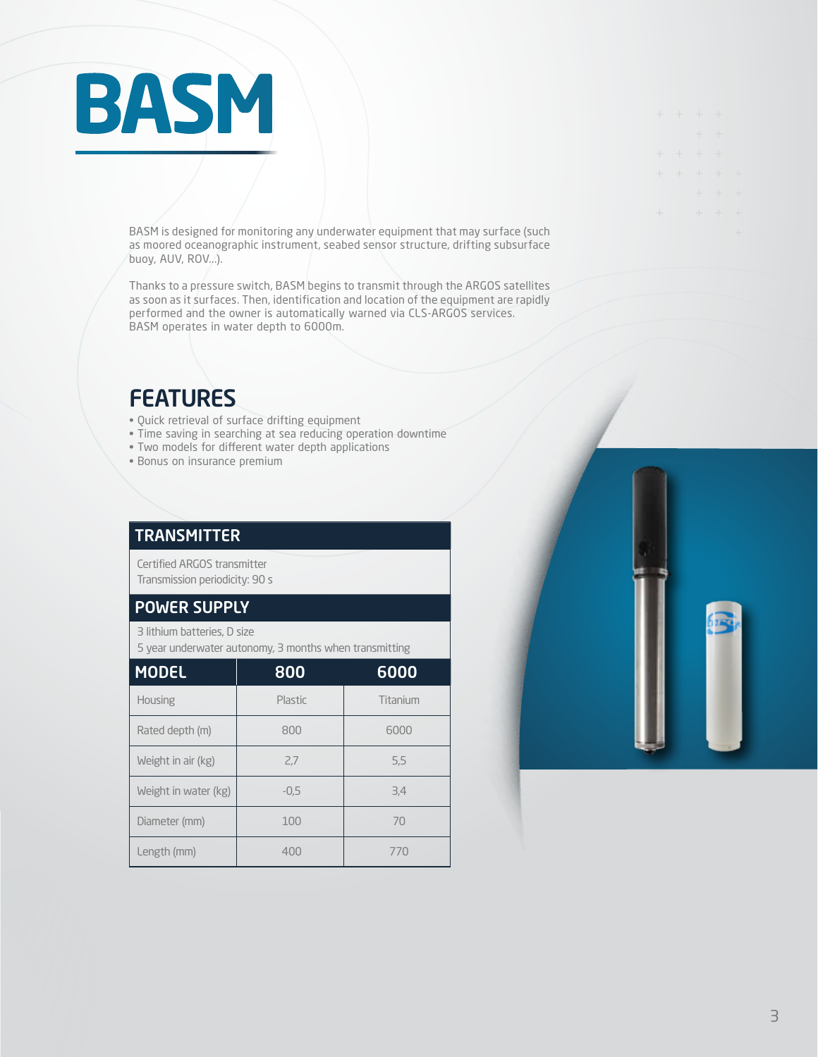# BASM

BASM is designed for monitoring any underwater equipment that may surface (such as moored oceanographic instrument, seabed sensor structure, drifting subsurface buoy, AUV, ROV...).

Thanks to a pressure switch, BASM begins to transmit through the ARGOS satellites as soon as it surfaces. Then, identification and location of the equipment are rapidly performed and the owner is automatically warned via CLS-ARGOS services.
BASM operates in water depth to 6000m.

## FEATURES

- Quick retrieval of surface drifting equipment
- Time saving in searching at sea reducing operation downtime
- Two models for different water depth applications
- Bonus on insurance premium

### TRANSMITTER

Certified ARGOS transmitter
Transmission periodicity: 90 s

### POWER SUPPLY

3 lithium batteries, D size
5 year underwater autonomy, 3 months when transmitting

| MODEL | 800 | 6000 |
|---|---|---|
| Housing | Plastic | Titanium |
| Rated depth (m) | 800 | 6000 |
| Weight in air (kg) | 2,7 | 5,5 |
| Weight in water (kg) | -0,5 | 3,4 |
| Diameter (mm) | 100 | 70 |
| Length (mm) | 400 | 770 |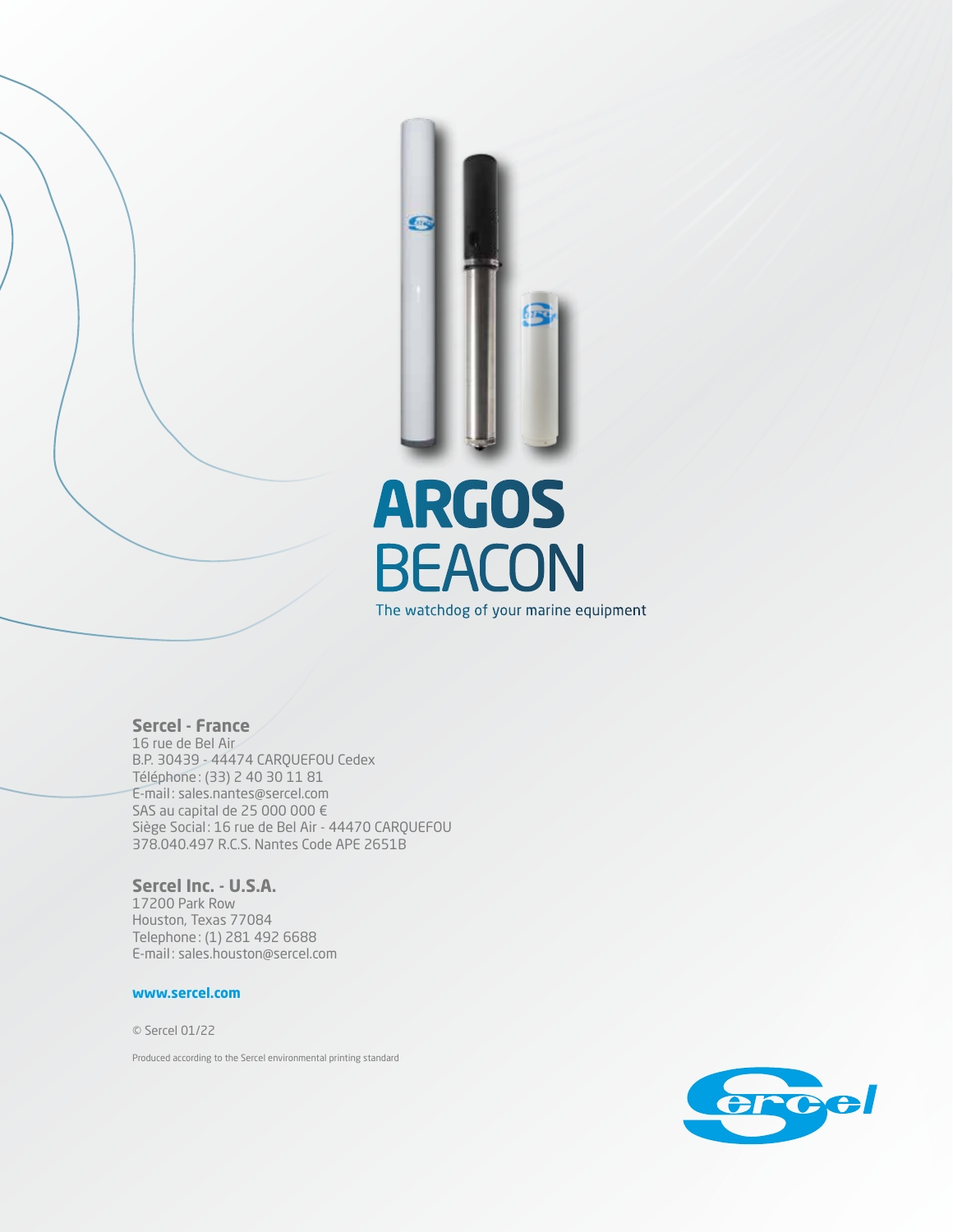# ARGOS BEACON

The watchdog of your marine equipment

**Sercel - France**
16 rue de Bel Air
B.P. 30439 - 44474 CARQUEFOU Cedex
Téléphone : (33) 2 40 30 11 81
E-mail : sales.nantes@sercel.com
SAS au capital de 25 000 000 €
Siège Social : 16 rue de Bel Air - 44470 CARQUEFOU
378.040.497 R.C.S. Nantes Code APE 2651B

**Sercel Inc. - U.S.A.**
17200 Park Row
Houston, Texas 77084
Telephone : (1) 281 492 6688
E-mail : sales.houston@sercel.com

**www.sercel.com**

© Sercel 01/22

Produced according to the Sercel environmental printing standard